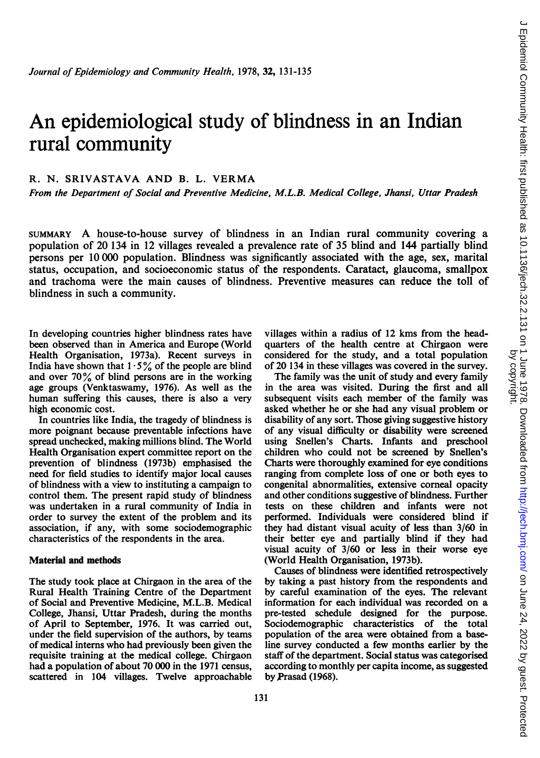# An epidemiological study of blindness in an Indian rural community

R. N. SRIVASTAVA AND B. L. VERMA

*From the Department of Social and Preventive Medicine, M.L.B. Medical College, Jhansi, Uttar Pradesh*

SUMMARY A house-to-house survey of blindness in an Indian rural community covering a population of 20 134 in 12 villages revealed a prevalence rate of 35 blind and 144 partially blind persons per 10 000 population. Blindness was significantly associated with the age, sex, marital status, occupation, and socioeconomic status of the respondents. Caratact, glaucoma, smallpox and trachoma were the main causes of blindness. Preventive measures can reduce the toll of blindness in such a community.

In developing countries higher blindness rates have been observed than in America and Europe (World Health Organisation, 1973a). Recent surveys in India have shown that 1·5% of the people are blind and over 70% of blind persons are in the working age groups (Venktaswamy, 1976). As well as the human suffering this causes, there is also a very high economic cost.

In countries like India, the tragedy of blindness is more poignant because preventable infections have spread unchecked, making millions blind. The World Health Organisation expert committee report on the prevention of blindness (1973b) emphasised the need for field studies to identify major local causes of blindness with a view to instituting a campaign to control them. The present rapid study of blindness was undertaken in a rural community of India in order to survey the extent of the problem and its association, if any, with some sociodemographic characteristics of the respondents in the area.

## Material and methods

The study took place at Chirgaon in the area of the Rural Health Training Centre of the Department of Social and Preventive Medicine, M.L.B. Medical College, Jhansi, Uttar Pradesh, during the months of April to September, 1976. It was carried out, under the field supervision of the authors, by teams of medical interns who had previously been given the requisite training at the medical college. Chirgaon had a population of about 70 000 in the 1971 census, scattered in 104 villages. Twelve approachable villages within a radius of 12 kms from the headquarters of the health centre at Chirgaon were considered for the study, and a total population of 20 134 in these villages was covered in the survey.

The family was the unit of study and every family in the area was visited. During the first and all subsequent visits each member of the family was asked whether he or she had any visual problem or disability of any sort. Those giving suggestive history of any visual difficulty or disability were screened using Snellen's Charts. Infants and preschool children who could not be screened by Snellen's Charts were thoroughly examined for eye conditions ranging from complete loss of one or both eyes to congenital abnormalities, extensive corneal opacity and other conditions suggestive of blindness. Further tests on these children and infants were not performed. Individuals were considered blind if they had distant visual acuity of less than 3/60 in their better eye and partially blind if they had visual acuity of 3/60 or less in their worse eye (World Health Organisation, 1973b).

Causes of blindness were identified retrospectively by taking a past history from the respondents and by careful examination of the eyes. The relevant information for each individual was recorded on a pre-tested schedule designed for the purpose. Sociodemographic characteristics of the total population of the area were obtained from a baseline survey conducted a few months earlier by the staff of the department. Social status was categorised according to monthly per capita income, as suggested by Prasad (1968).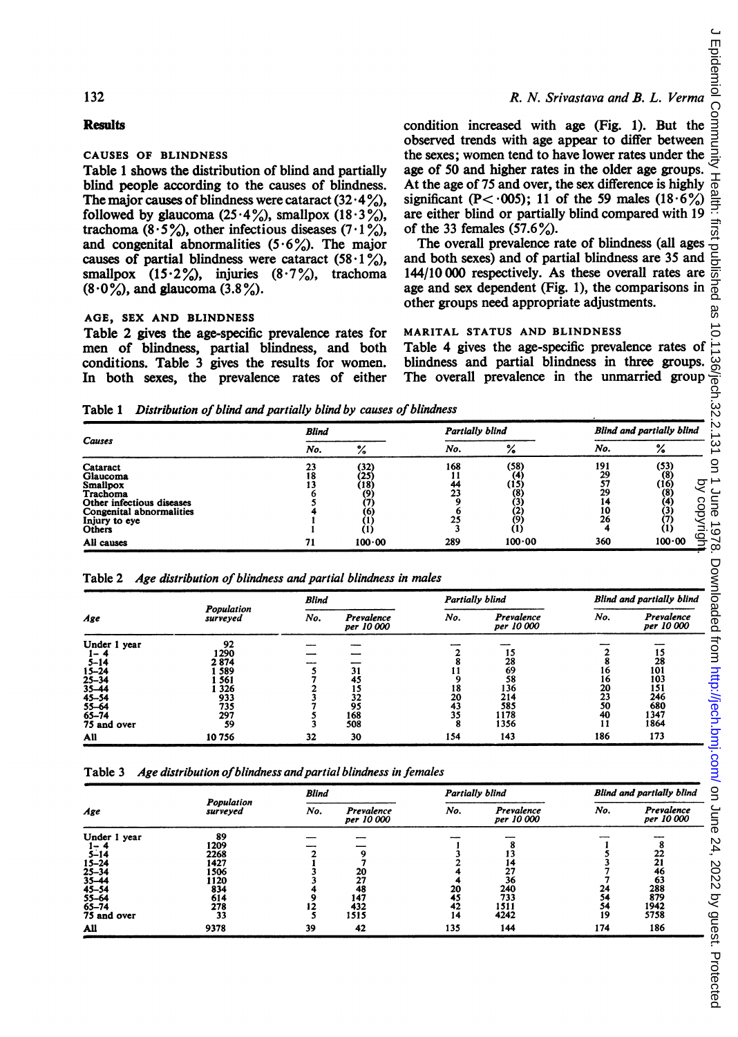## Results

### CAUSES OF BLINDNESS

Table 1 shows the distribution of blind and partially blind people according to the causes of blindness. The major causes of blindness were cataract (32·4%), followed by glaucoma (25·4%), smallpox (18·3%), trachoma (8·5%), other infectious diseases (7·1%), and congenital abnormalities (5·6%). The major causes of partial blindness were cataract (58·1%), smallpox (15·2%), injuries (8·7%), trachoma (8·0%), and glaucoma (3.8%).

### AGE, SEX AND BLINDNESS

Table 2 gives the age-specific prevalence rates for men of blindness, partial blindness, and both conditions. Table 3 gives the results for women. In both sexes, the prevalence rates of either condition increased with age (Fig. 1). But the observed trends with age appear to differ between the sexes; women tend to have lower rates under the age of 50 and higher rates in the older age groups. At the age of 75 and over, the sex difference is highly significant ($P < \cdot 005$); 11 of the 59 males (18·6%) are either blind or partially blind compared with 19 of the 33 females (57.6%).

The overall prevalence rate of blindness (all ages and both sexes) and of partial blindness are 35 and 144/10 000 respectively. As these overall rates are age and sex dependent (Fig. 1), the comparisons in other groups need appropriate adjustments.

### MARITAL STATUS AND BLINDNESS

Table 4 gives the age-specific prevalence rates of blindness and partial blindness in three groups. The overall prevalence in the unmarried group

**Table 1** *Distribution of blind and partially blind by causes of blindness*

| Causes | Blind | | Partially blind | | Blind and partially blind | |
|---|---|---|---|---|---|---|
| | No. | % | No. | % | No. | % |
| Cataract | 23 | (32) | 168 | (58) | 191 | (53) |
| Glaucoma | 18 | (25) | 11 | (4) | 29 | (8) |
| Smallpox | 13 | (18) | 44 | (15) | 57 | (16) |
| Trachoma | 6 | (9) | 23 | (8) | 29 | (8) |
| Other infectious diseases | 5 | (7) | 9 | (3) | 14 | (4) |
| Congenital abnormalities | 4 | (6) | 6 | (2) | 10 | (3) |
| Injury to eye | 1 | (1) | 25 | (9) | 26 | (7) |
| Others | 1 | (1) | 3 | (1) | 4 | (1) |
| All causes | 71 | 100·00 | 289 | 100·00 | 360 | 100·00 |

**Table 2** *Age distribution of blindness and partial blindness in males*

| Age | Population surveyed | Blind | | Partially blind | | Blind and partially blind | |
|---|---|---|---|---|---|---|---|
| | | No. | Prevalence per 10 000 | No. | Prevalence per 10 000 | No. | Prevalence per 10 000 |
| Under 1 year | 92 | — | — | — | — | — | — |
| 1–4 | 1290 | — | — | 2 | 15 | 2 | 15 |
| 5–14 | 2 874 | — | — | 8 | 28 | 8 | 28 |
| 15–24 | 1 589 | 5 | 31 | 11 | 69 | 16 | 101 |
| 25–34 | 1 561 | 7 | 45 | 9 | 58 | 16 | 103 |
| 35–44 | 1 326 | 2 | 15 | 18 | 136 | 20 | 151 |
| 45–54 | 933 | 3 | 32 | 20 | 214 | 23 | 246 |
| 55–64 | 735 | 7 | 95 | 43 | 585 | 50 | 680 |
| 65–74 | 297 | 5 | 168 | 35 | 1178 | 40 | 1347 |
| 75 and over | 59 | 3 | 508 | 8 | 1356 | 11 | 1864 |
| All | 10 756 | 32 | 30 | 154 | 143 | 186 | 173 |

**Table 3** *Age distribution of blindness and partial blindness in females*

| Age | Population surveyed | Blind | | Partially blind | | Blind and partially blind | |
|---|---|---|---|---|---|---|---|
| | | No. | Prevalence per 10 000 | No. | Prevalence per 10 000 | No. | Prevalence per 10 000 |
| Under 1 year | 89 | — | — | — | — | — | — |
| 1–4 | 1209 | — | — | 1 | 8 | 1 | 8 |
| 5–14 | 2268 | 2 | 9 | 3 | 13 | 5 | 22 |
| 15–24 | 1427 | 1 | 7 | 2 | 14 | 3 | 21 |
| 25–34 | 1506 | 3 | 20 | 4 | 27 | 7 | 46 |
| 35–44 | 1120 | 3 | 27 | 4 | 36 | 7 | 63 |
| 45–54 | 834 | 4 | 48 | 20 | 240 | 24 | 288 |
| 55–64 | 614 | 9 | 147 | 45 | 733 | 54 | 879 |
| 65–74 | 278 | 12 | 432 | 42 | 1511 | 54 | 1942 |
| 75 and over | 33 | 5 | 1515 | 14 | 4242 | 19 | 5758 |
| All | 9378 | 39 | 42 | 135 | 144 | 174 | 186 |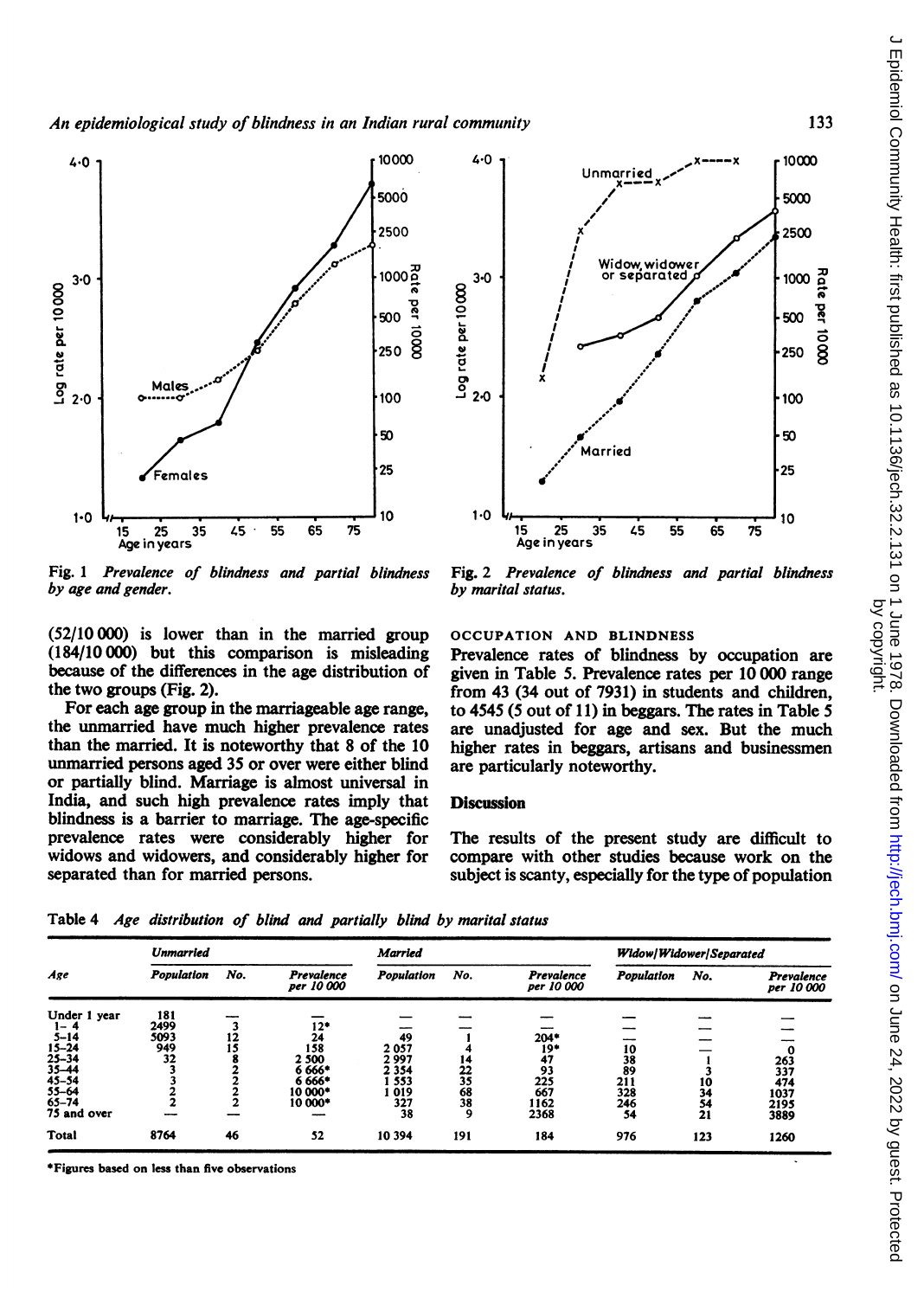Fig. 1 *Prevalence of blindness and partial blindness by age and gender.*

Fig. 2 *Prevalence of blindness and partial blindness by marital status.*

(52/10 000) is lower than in the married group (184/10 000) but this comparison is misleading because of the differences in the age distribution of the two groups (Fig. 2).

For each age group in the marriageable age range, the unmarried have much higher prevalence rates than the married. It is noteworthy that 8 of the 10 unmarried persons aged 35 or over were either blind or partially blind. Marriage is almost universal in India, and such high prevalence rates imply that blindness is a barrier to marriage. The age-specific prevalence rates were considerably higher for widows and widowers, and considerably higher for separated than for married persons.

### OCCUPATION AND BLINDNESS

Prevalence rates of blindness by occupation are given in Table 5. Prevalence rates per 10 000 range from 43 (34 out of 7931) in students and children, to 4545 (5 out of 11) in beggars. The rates in Table 5 are unadjusted for age and sex. But the much higher rates in beggars, artisans and businessmen are particularly noteworthy.

## Discussion

The results of the present study are difficult to compare with other studies because work on the subject is scanty, especially for the type of population

Table 4 *Age distribution of blind and partially blind by marital status*

| Age | *Unmarried* | | | *Married* | | | *Widow/Widower/Separated* | | |
|---|---|---|---|---|---|---|---|---|---|
| | *Population* | *No.* | *Prevalence per 10 000* | *Population* | *No.* | *Prevalence per 10 000* | *Population* | *No.* | *Prevalence per 10 000* |
| Under 1 year | 181 | — | — | — | — | — | — | — | — |
| 1–4 | 2499 | 3 | 12* | — | — | — | — | — | — |
| 5–14 | 5093 | 12 | 24 | 49 | 1 | 204* | — | — | — |
| 15–24 | 949 | 15 | 158 | 2 057 | 4 | 19* | 10 | — | 0 |
| 25–34 | 32 | 8 | 2 500 | 2 997 | 14 | 47 | 38 | 1 | 263 |
| 35–44 | 3 | 2 | 6 666* | 2 354 | 22 | 93 | 89 | 3 | 337 |
| 45–54 | 3 | 2 | 6 666* | 1 553 | 35 | 225 | 211 | 10 | 474 |
| 55–64 | 2 | 2 | 10 000* | 1 019 | 68 | 667 | 328 | 34 | 1037 |
| 65–74 | 2 | 2 | 10 000* | 327 | 38 | 1162 | 246 | 54 | 2195 |
| 75 and over | — | — | — | 38 | 9 | 2368 | 54 | 21 | 3889 |
| Total | 8764 | 46 | 52 | 10 394 | 191 | 184 | 976 | 123 | 1260 |

*Figures based on less than five observations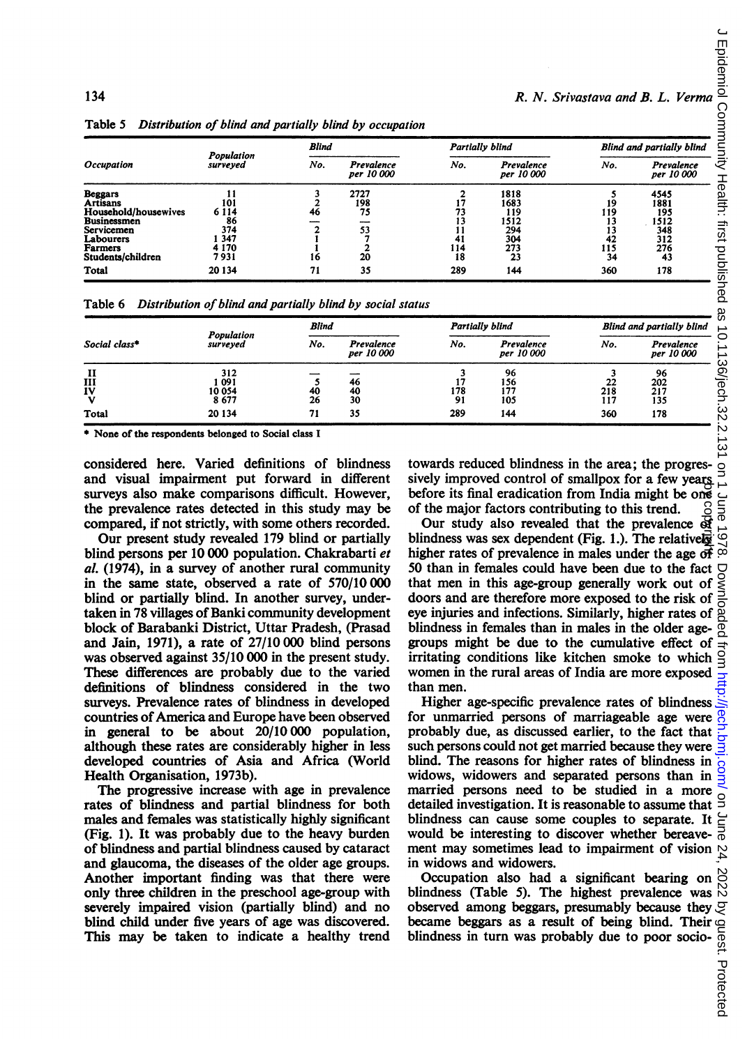Table 5 *Distribution of blind and partially blind by occupation*

| Occupation | Population surveyed | Blind | | Partially blind | | Blind and partially blind | |
|---|---|---|---|---|---|---|---|
| | | No. | Prevalence per 10 000 | No. | Prevalence per 10 000 | No. | Prevalence per 10 000 |
| **Beggars** | 11 | 3 | 2727 | 2 | 1818 | 5 | 4545 |
| **Artisans** | 101 | 2 | 198 | 17 | 1683 | 19 | 1881 |
| **Household/housewives** | 6 114 | 46 | 75 | 73 | 119 | 119 | 195 |
| **Businessmen** | 86 | — | — | 13 | 1512 | 13 | 1512 |
| **Servicemen** | 374 | 2 | 53 | 11 | 294 | 13 | 348 |
| **Labourers** | 1 347 | 1 | 7 | 41 | 304 | 42 | 312 |
| **Farmers** | 4 170 | 1 | 2 | 114 | 273 | 115 | 276 |
| **Students/children** | 7 931 | 16 | 20 | 18 | 23 | 34 | 43 |
| **Total** | 20 134 | 71 | 35 | 289 | 144 | 360 | 178 |

Table 6 *Distribution of blind and partially blind by social status*

| Social class* | Population surveyed | Blind | | Partially blind | | Blind and partially blind | |
|---|---|---|---|---|---|---|---|
| | | No. | Prevalence per 10 000 | No. | Prevalence per 10 000 | No. | Prevalence per 10 000 |
| II | 312 | — | — | 3 | 96 | 3 | 96 |
| III | 1 091 | 5 | 46 | 17 | 156 | 22 | 202 |
| IV | 10 054 | 40 | 40 | 178 | 177 | 218 | 217 |
| V | 8 677 | 26 | 30 | 91 | 105 | 117 | 135 |
| **Total** | 20 134 | 71 | 35 | 289 | 144 | 360 | 178 |

\* None of the respondents belonged to Social class I

considered here. Varied definitions of blindness and visual impairment put forward in different surveys also make comparisons difficult. However, the prevalence rates detected in this study may be compared, if not strictly, with some others recorded.

Our present study revealed 179 blind or partially blind persons per 10 000 population. Chakrabarti *et al.* (1974), in a survey of another rural community in the same state, observed a rate of 570/10 000 blind or partially blind. In another survey, undertaken in 78 villages of Banki community development block of Barabanki District, Uttar Pradesh, (Prasad and Jain, 1971), a rate of 27/10 000 blind persons was observed against 35/10 000 in the present study. These differences are probably due to the varied definitions of blindness considered in the two surveys. Prevalence rates of blindness in developed countries of America and Europe have been observed in general to be about 20/10 000 population, although these rates are considerably higher in less developed countries of Asia and Africa (World Health Organisation, 1973b).

The progressive increase with age in prevalence rates of blindness and partial blindness for both males and females was statistically highly significant (Fig. 1). It was probably due to the heavy burden of blindness and partial blindness caused by cataract and glaucoma, the diseases of the older age groups. Another important finding was that there were only three children in the preschool age-group with severely impaired vision (partially blind) and no blind child under five years of age was discovered. This may be taken to indicate a healthy trend towards reduced blindness in the area; the progressively improved control of smallpox for a few years before its final eradication from India might be one of the major factors contributing to this trend.

Our study also revealed that the prevalence of blindness was sex dependent (Fig. 1.). The relatively higher rates of prevalence in males under the age of 50 than in females could have been due to the fact that men in this age-group generally work out of doors and are therefore more exposed to the risk of eye injuries and infections. Similarly, higher rates of blindness in females than in males in the older age-groups might be due to the cumulative effect of irritating conditions like kitchen smoke to which women in the rural areas of India are more exposed than men.

Higher age-specific prevalence rates of blindness for unmarried persons of marriageable age were probably due, as discussed earlier, to the fact that such persons could not get married because they were blind. The reasons for higher rates of blindness in widows, widowers and separated persons than in married persons need to be studied in a more detailed investigation. It is reasonable to assume that blindness can cause some couples to separate. It would be interesting to discover whether bereavement may sometimes lead to impairment of vision in widows and widowers.

Occupation also had a significant bearing on blindness (Table 5). The highest prevalence was observed among beggars, presumably because they became beggars as a result of being blind. Their blindness in turn was probably due to poor socio-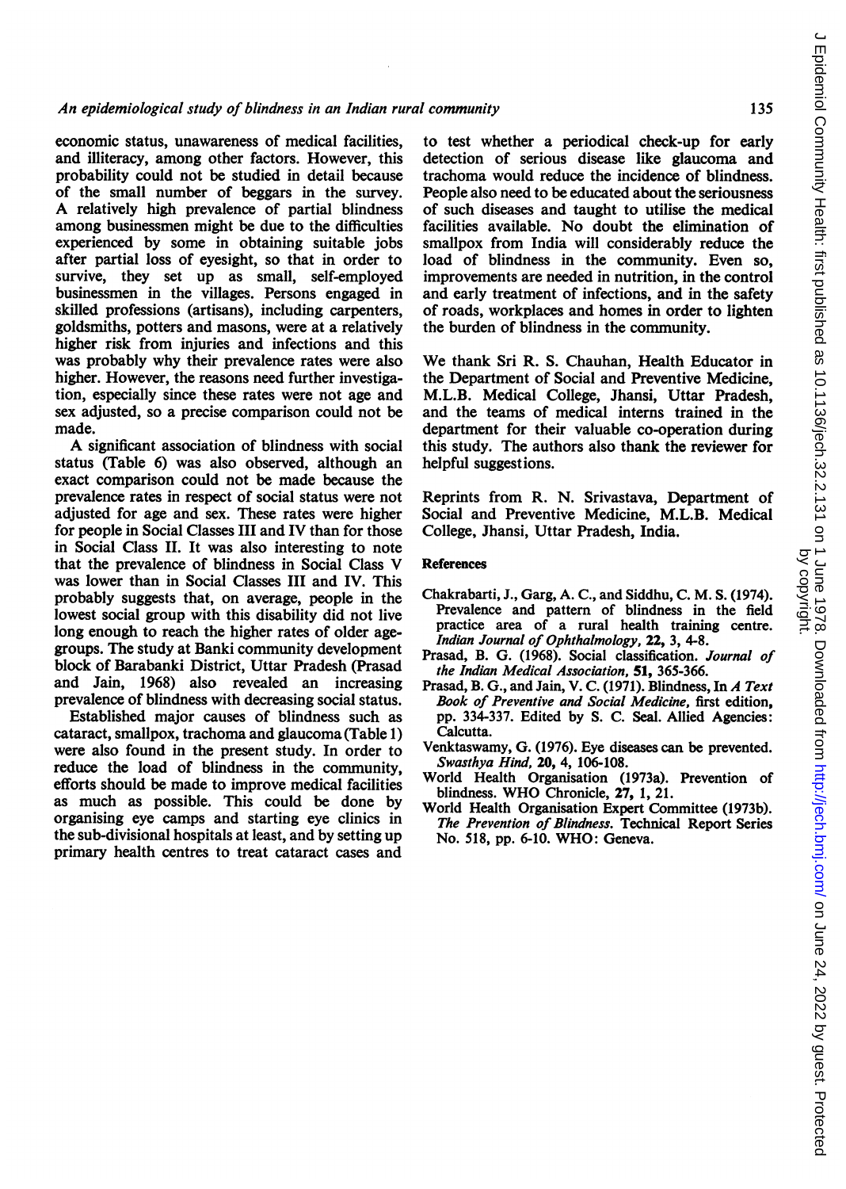economic status, unawareness of medical facilities, and illiteracy, among other factors. However, this probability could not be studied in detail because of the small number of beggars in the survey. A relatively high prevalence of partial blindness among businessmen might be due to the difficulties experienced by some in obtaining suitable jobs after partial loss of eyesight, so that in order to survive, they set up as small, self-employed businessmen in the villages. Persons engaged in skilled professions (artisans), including carpenters, goldsmiths, potters and masons, were at a relatively higher risk from injuries and infections and this was probably why their prevalence rates were also higher. However, the reasons need further investigation, especially since these rates were not age and sex adjusted, so a precise comparison could not be made.

A significant association of blindness with social status (Table 6) was also observed, although an exact comparison could not be made because the prevalence rates in respect of social status were not adjusted for age and sex. These rates were higher for people in Social Classes III and IV than for those in Social Class II. It was also interesting to note that the prevalence of blindness in Social Class V was lower than in Social Classes III and IV. This probably suggests that, on average, people in the lowest social group with this disability did not live long enough to reach the higher rates of older age-groups. The study at Banki community development block of Barabanki District, Uttar Pradesh (Prasad and Jain, 1968) also revealed an increasing prevalence of blindness with decreasing social status.

Established major causes of blindness such as cataract, smallpox, trachoma and glaucoma (Table 1) were also found in the present study. In order to reduce the load of blindness in the community, efforts should be made to improve medical facilities as much as possible. This could be done by organising eye camps and starting eye clinics in the sub-divisional hospitals at least, and by setting up primary health centres to treat cataract cases and to test whether a periodical check-up for early detection of serious disease like glaucoma and trachoma would reduce the incidence of blindness. People also need to be educated about the seriousness of such diseases and taught to utilise the medical facilities available. No doubt the elimination of smallpox from India will considerably reduce the load of blindness in the community. Even so, improvements are needed in nutrition, in the control and early treatment of infections, and in the safety of roads, workplaces and homes in order to lighten the burden of blindness in the community.

We thank Sri R. S. Chauhan, Health Educator in the Department of Social and Preventive Medicine, M.L.B. Medical College, Jhansi, Uttar Pradesh, and the teams of medical interns trained in the department for their valuable co-operation during this study. The authors also thank the reviewer for helpful suggestions.

Reprints from R. N. Srivastava, Department of Social and Preventive Medicine, M.L.B. Medical College, Jhansi, Uttar Pradesh, India.

## References

Chakrabarti, J., Garg, A. C., and Siddhu, C. M. S. (1974). Prevalence and pattern of blindness in the field practice area of a rural health training centre. *Indian Journal of Ophthalmology*, **22**, 3, 4-8.

Prasad, B. G. (1968). Social classification. *Journal of the Indian Medical Association*, **51**, 365-366.

Prasad, B. G., and Jain, V. C. (1971). Blindness, In *A Text Book of Preventive and Social Medicine*, first edition, pp. 334-337. Edited by S. C. Seal. Allied Agencies: Calcutta.

Venktaswamy, G. (1976). Eye diseases can be prevented. *Swasthya Hind*, **20**, 4, 106-108.

World Health Organisation (1973a). Prevention of blindness. WHO Chronicle, **27**, 1, 21.

World Health Organisation Expert Committee (1973b). *The Prevention of Blindness*. Technical Report Series No. 518, pp. 6-10. WHO: Geneva.